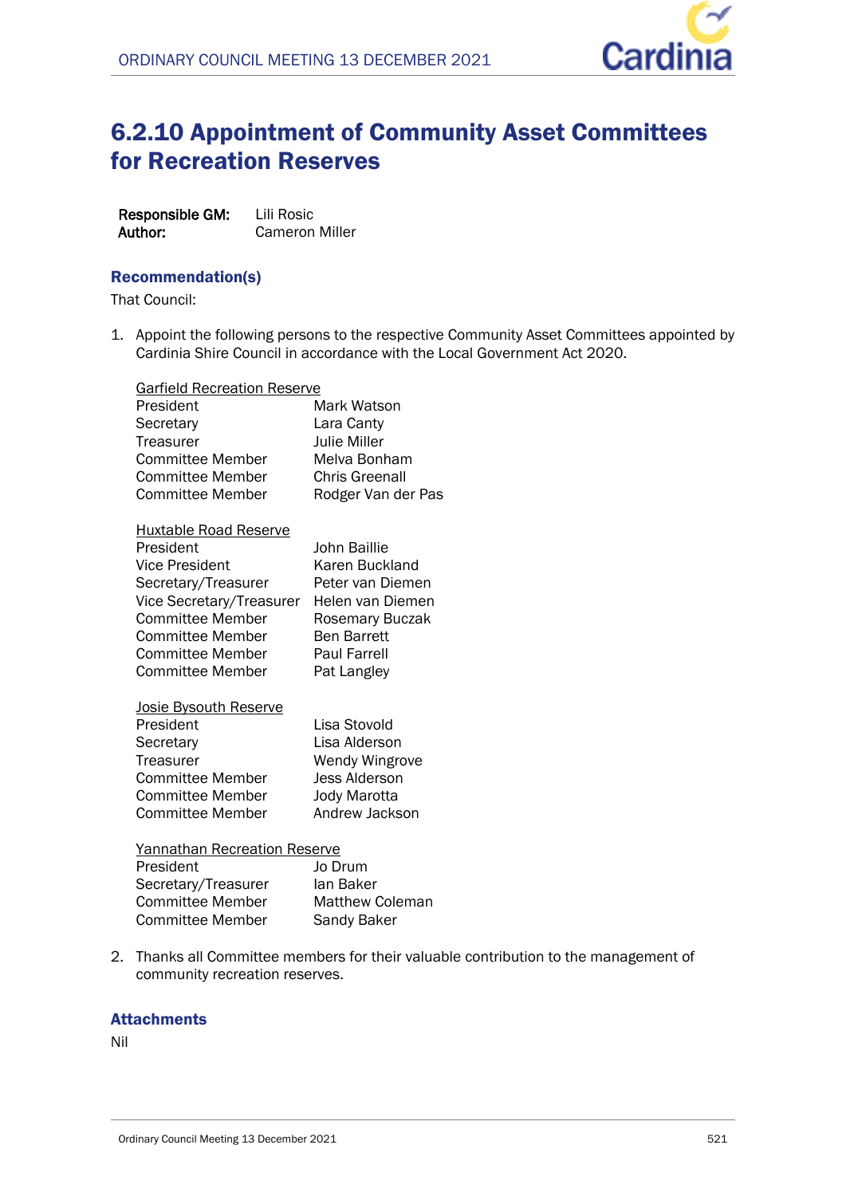# 6.2.10 Appointment of Community Asset Committees for Recreation Reserves

**Responsible GM:** Lili Rosic
**Author:** Cameron Miller

## Recommendation(s)

That Council:

1. Appoint the following persons to the respective Community Asset Committees appointed by Cardinia Shire Council in accordance with the Local Government Act 2020.

   Garfield Recreation Reserve

   | | |
   |---|---|
   | President | Mark Watson |
   | Secretary | Lara Canty |
   | Treasurer | Julie Miller |
   | Committee Member | Melva Bonham |
   | Committee Member | Chris Greenall |
   | Committee Member | Rodger Van der Pas |

   Huxtable Road Reserve

   | | |
   |---|---|
   | President | John Baillie |
   | Vice President | Karen Buckland |
   | Secretary/Treasurer | Peter van Diemen |
   | Vice Secretary/Treasurer | Helen van Diemen |
   | Committee Member | Rosemary Buczak |
   | Committee Member | Ben Barrett |
   | Committee Member | Paul Farrell |
   | Committee Member | Pat Langley |

   Josie Bysouth Reserve

   | | |
   |---|---|
   | President | Lisa Stovold |
   | Secretary | Lisa Alderson |
   | Treasurer | Wendy Wingrove |
   | Committee Member | Jess Alderson |
   | Committee Member | Jody Marotta |
   | Committee Member | Andrew Jackson |

   Yannathan Recreation Reserve

   | | |
   |---|---|
   | President | Jo Drum |
   | Secretary/Treasurer | Ian Baker |
   | Committee Member | Matthew Coleman |
   | Committee Member | Sandy Baker |

2. Thanks all Committee members for their valuable contribution to the management of community recreation reserves.

## Attachments

Nil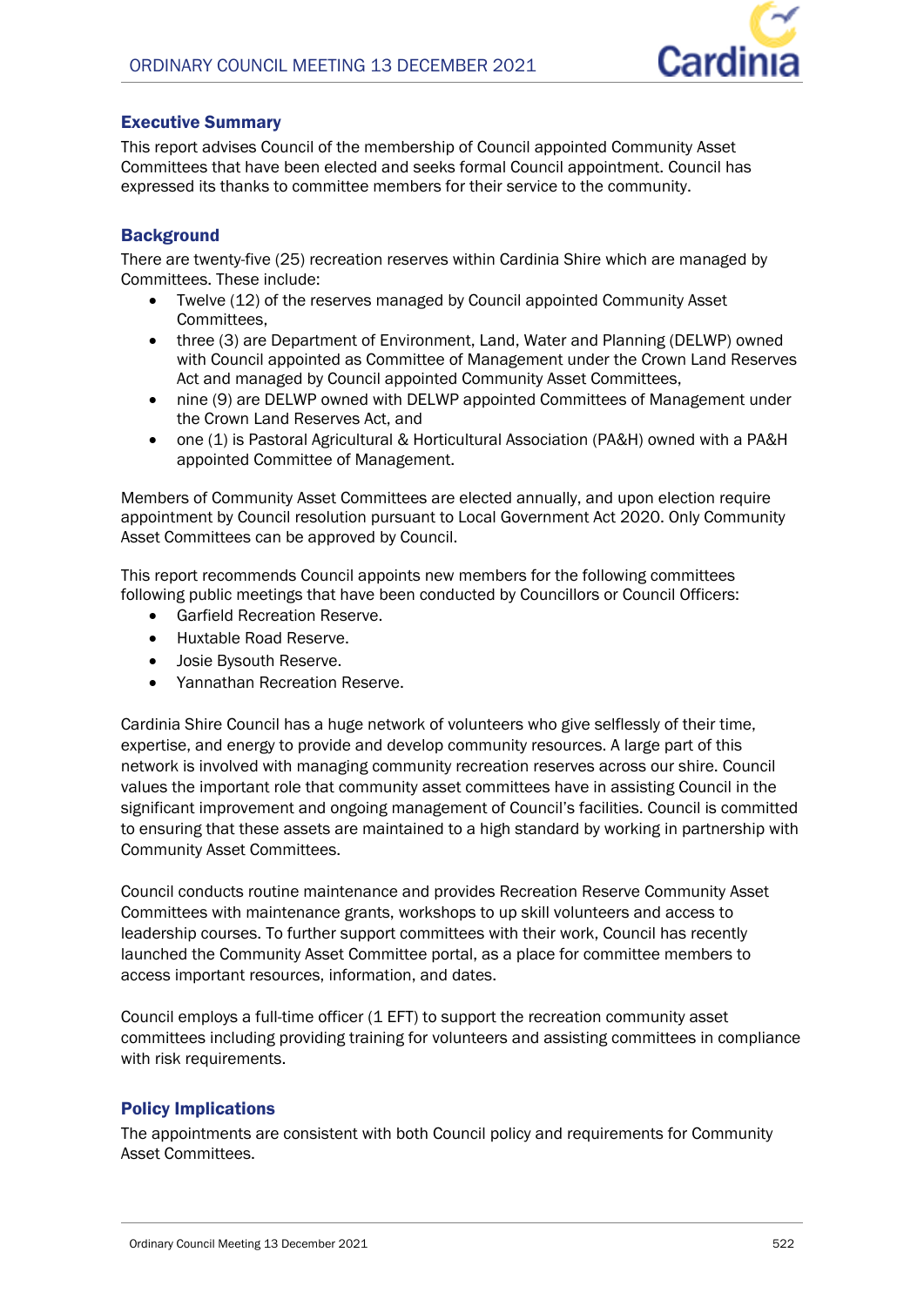## Executive Summary

This report advises Council of the membership of Council appointed Community Asset Committees that have been elected and seeks formal Council appointment. Council has expressed its thanks to committee members for their service to the community.

## Background

There are twenty-five (25) recreation reserves within Cardinia Shire which are managed by Committees. These include:

- Twelve (12) of the reserves managed by Council appointed Community Asset Committees,
- three (3) are Department of Environment, Land, Water and Planning (DELWP) owned with Council appointed as Committee of Management under the Crown Land Reserves Act and managed by Council appointed Community Asset Committees,
- nine (9) are DELWP owned with DELWP appointed Committees of Management under the Crown Land Reserves Act, and
- one (1) is Pastoral Agricultural & Horticultural Association (PA&H) owned with a PA&H appointed Committee of Management.

Members of Community Asset Committees are elected annually, and upon election require appointment by Council resolution pursuant to Local Government Act 2020. Only Community Asset Committees can be approved by Council.

This report recommends Council appoints new members for the following committees following public meetings that have been conducted by Councillors or Council Officers:

- Garfield Recreation Reserve.
- Huxtable Road Reserve.
- Josie Bysouth Reserve.
- Yannathan Recreation Reserve.

Cardinia Shire Council has a huge network of volunteers who give selflessly of their time, expertise, and energy to provide and develop community resources. A large part of this network is involved with managing community recreation reserves across our shire. Council values the important role that community asset committees have in assisting Council in the significant improvement and ongoing management of Council's facilities. Council is committed to ensuring that these assets are maintained to a high standard by working in partnership with Community Asset Committees.

Council conducts routine maintenance and provides Recreation Reserve Community Asset Committees with maintenance grants, workshops to up skill volunteers and access to leadership courses. To further support committees with their work, Council has recently launched the Community Asset Committee portal, as a place for committee members to access important resources, information, and dates.

Council employs a full-time officer (1 EFT) to support the recreation community asset committees including providing training for volunteers and assisting committees in compliance with risk requirements.

## Policy Implications

The appointments are consistent with both Council policy and requirements for Community Asset Committees.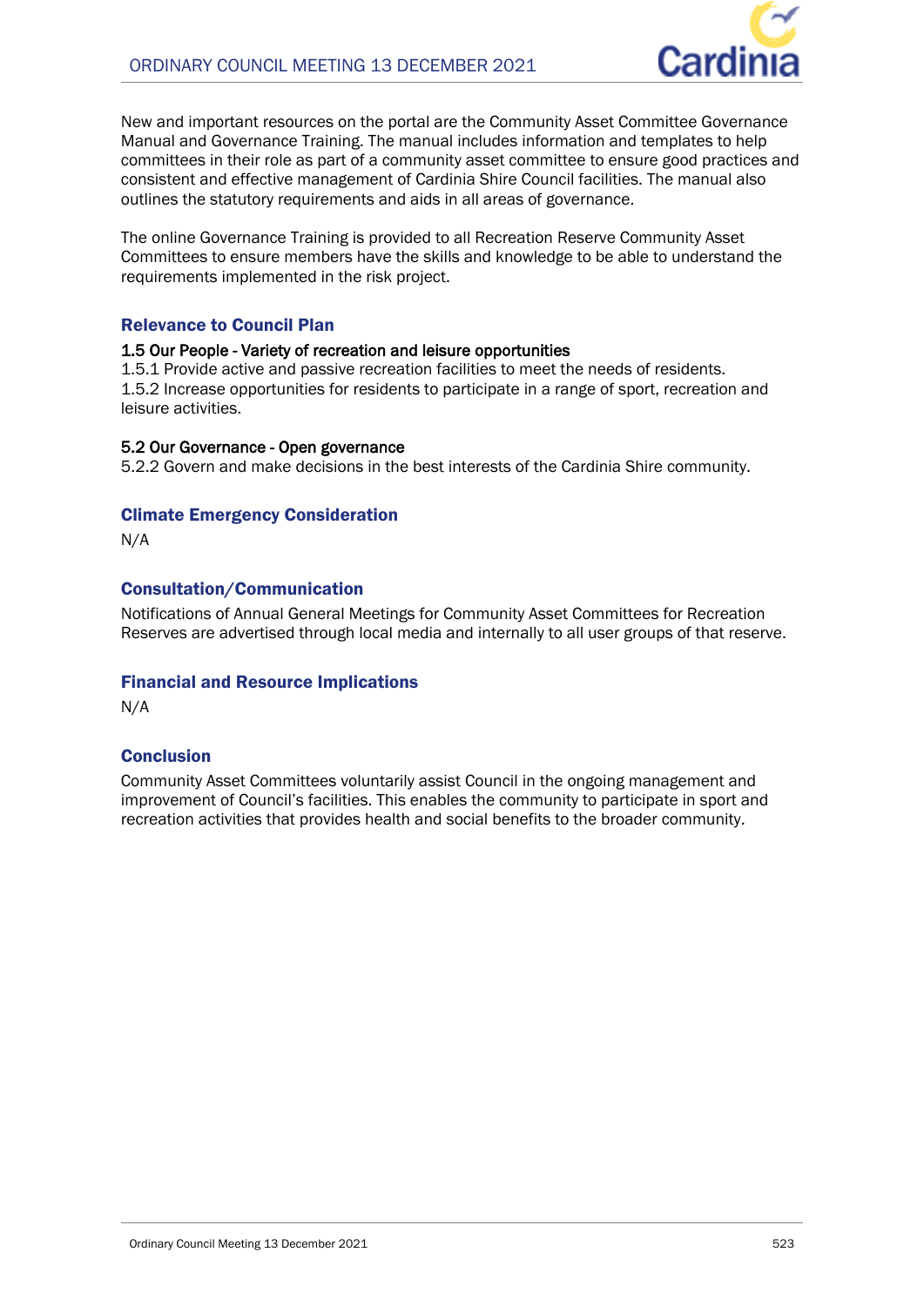New and important resources on the portal are the Community Asset Committee Governance Manual and Governance Training. The manual includes information and templates to help committees in their role as part of a community asset committee to ensure good practices and consistent and effective management of Cardinia Shire Council facilities. The manual also outlines the statutory requirements and aids in all areas of governance.

The online Governance Training is provided to all Recreation Reserve Community Asset Committees to ensure members have the skills and knowledge to be able to understand the requirements implemented in the risk project.

## Relevance to Council Plan

**1.5 Our People - Variety of recreation and leisure opportunities**
1.5.1 Provide active and passive recreation facilities to meet the needs of residents.
1.5.2 Increase opportunities for residents to participate in a range of sport, recreation and leisure activities.

**5.2 Our Governance - Open governance**
5.2.2 Govern and make decisions in the best interests of the Cardinia Shire community.

## Climate Emergency Consideration

N/A

## Consultation/Communication

Notifications of Annual General Meetings for Community Asset Committees for Recreation Reserves are advertised through local media and internally to all user groups of that reserve.

## Financial and Resource Implications

N/A

## Conclusion

Community Asset Committees voluntarily assist Council in the ongoing management and improvement of Council's facilities. This enables the community to participate in sport and recreation activities that provides health and social benefits to the broader community.